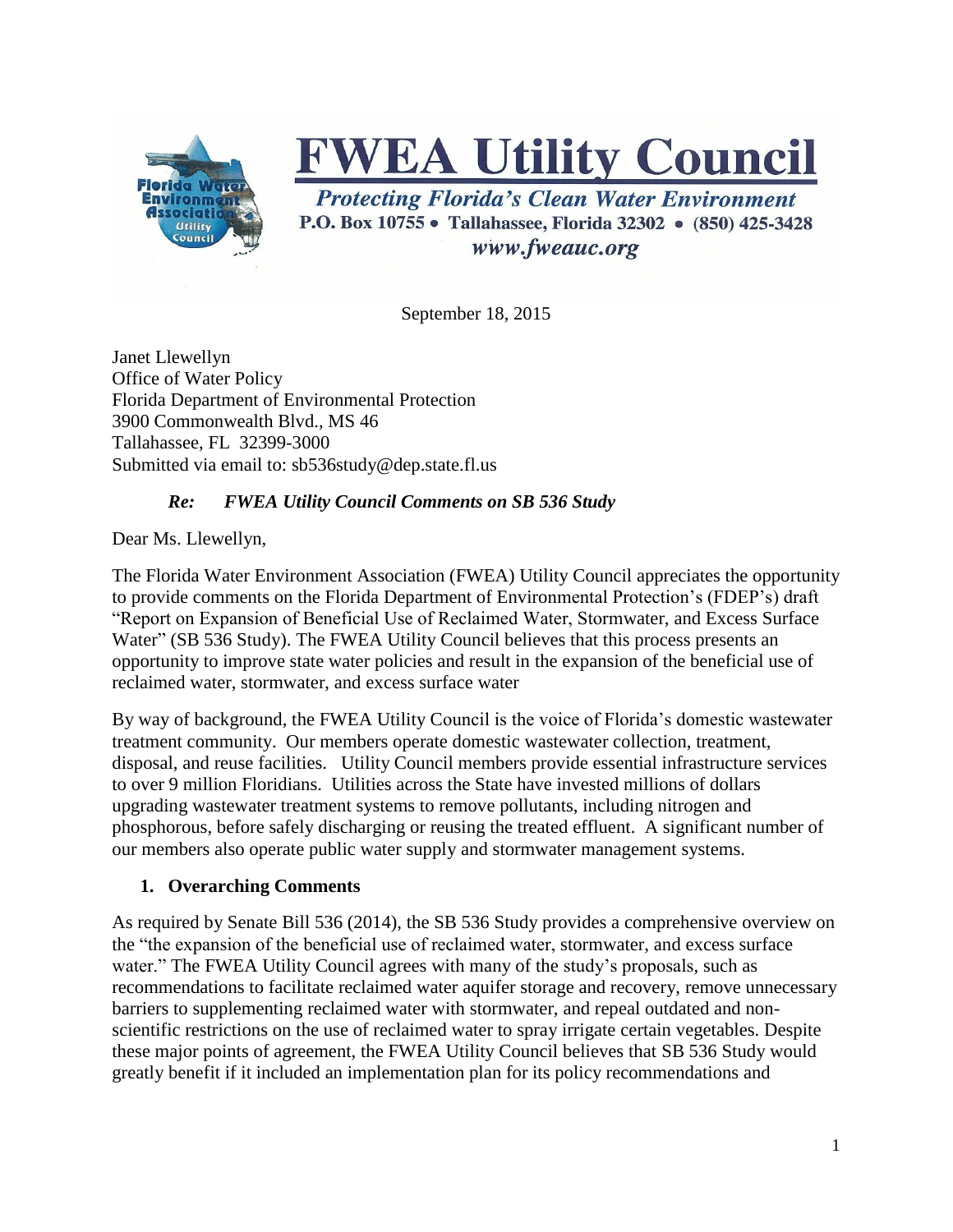# FWEA Utility Council

*Protecting Florida's Clean Water Environment*

**P.O. Box 10755 • Tallahassee, Florida 32302 • (850) 425-3428**

*www.fweauc.org*

September 18, 2015

Janet Llewellyn
Office of Water Policy
Florida Department of Environmental Protection
3900 Commonwealth Blvd., MS 46
Tallahassee, FL 32399-3000
Submitted via email to: sb536study@dep.state.fl.us

***Re: FWEA Utility Council Comments on SB 536 Study***

Dear Ms. Llewellyn,

The Florida Water Environment Association (FWEA) Utility Council appreciates the opportunity to provide comments on the Florida Department of Environmental Protection's (FDEP's) draft "Report on Expansion of Beneficial Use of Reclaimed Water, Stormwater, and Excess Surface Water" (SB 536 Study). The FWEA Utility Council believes that this process presents an opportunity to improve state water policies and result in the expansion of the beneficial use of reclaimed water, stormwater, and excess surface water

By way of background, the FWEA Utility Council is the voice of Florida's domestic wastewater treatment community. Our members operate domestic wastewater collection, treatment, disposal, and reuse facilities. Utility Council members provide essential infrastructure services to over 9 million Floridians. Utilities across the State have invested millions of dollars upgrading wastewater treatment systems to remove pollutants, including nitrogen and phosphorous, before safely discharging or reusing the treated effluent. A significant number of our members also operate public water supply and stormwater management systems.

## 1. Overarching Comments

As required by Senate Bill 536 (2014), the SB 536 Study provides a comprehensive overview on the "the expansion of the beneficial use of reclaimed water, stormwater, and excess surface water." The FWEA Utility Council agrees with many of the study's proposals, such as recommendations to facilitate reclaimed water aquifer storage and recovery, remove unnecessary barriers to supplementing reclaimed water with stormwater, and repeal outdated and non-scientific restrictions on the use of reclaimed water to spray irrigate certain vegetables. Despite these major points of agreement, the FWEA Utility Council believes that SB 536 Study would greatly benefit if it included an implementation plan for its policy recommendations and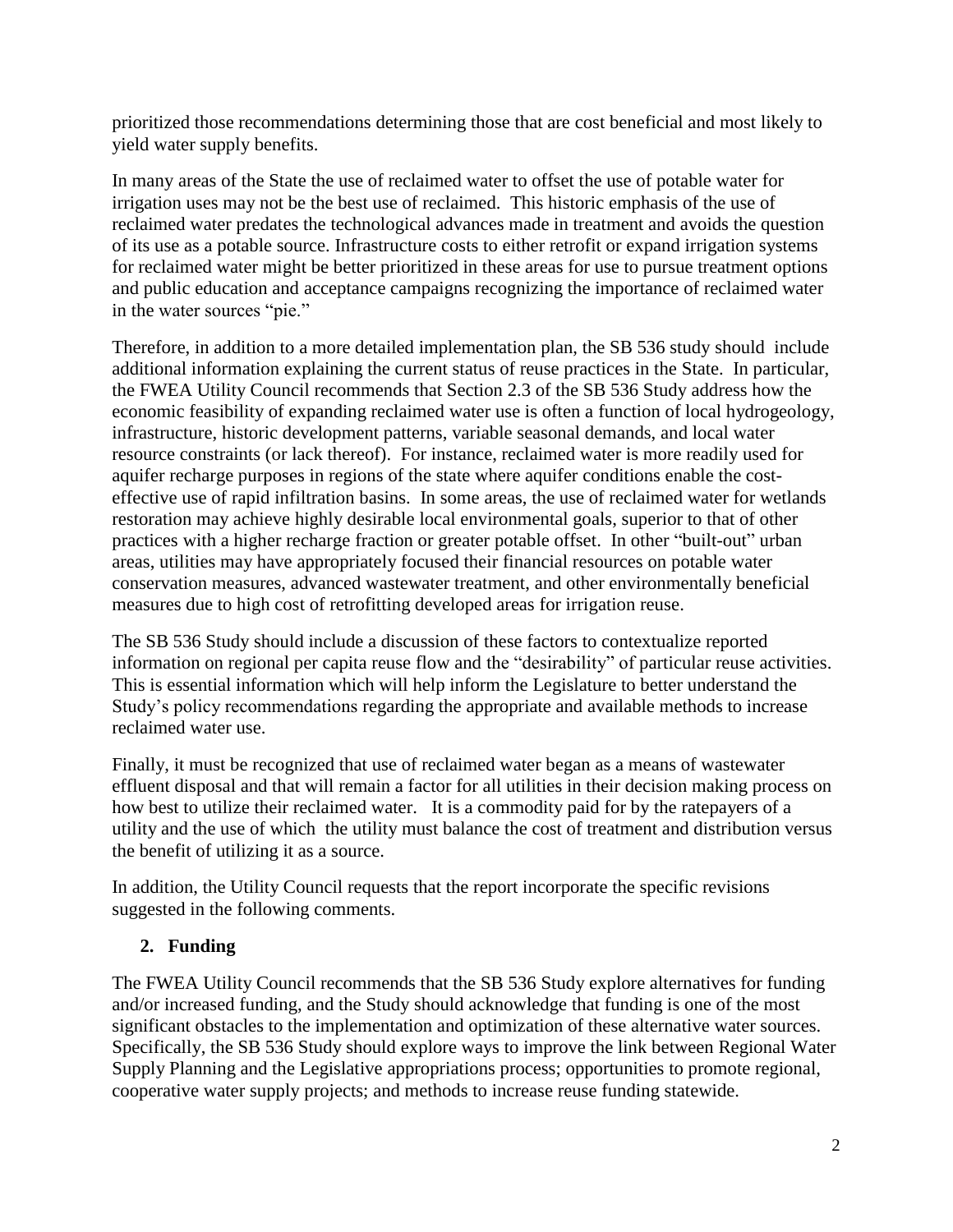prioritized those recommendations determining those that are cost beneficial and most likely to yield water supply benefits.

In many areas of the State the use of reclaimed water to offset the use of potable water for irrigation uses may not be the best use of reclaimed. This historic emphasis of the use of reclaimed water predates the technological advances made in treatment and avoids the question of its use as a potable source. Infrastructure costs to either retrofit or expand irrigation systems for reclaimed water might be better prioritized in these areas for use to pursue treatment options and public education and acceptance campaigns recognizing the importance of reclaimed water in the water sources "pie."

Therefore, in addition to a more detailed implementation plan, the SB 536 study should include additional information explaining the current status of reuse practices in the State. In particular, the FWEA Utility Council recommends that Section 2.3 of the SB 536 Study address how the economic feasibility of expanding reclaimed water use is often a function of local hydrogeology, infrastructure, historic development patterns, variable seasonal demands, and local water resource constraints (or lack thereof). For instance, reclaimed water is more readily used for aquifer recharge purposes in regions of the state where aquifer conditions enable the cost-effective use of rapid infiltration basins. In some areas, the use of reclaimed water for wetlands restoration may achieve highly desirable local environmental goals, superior to that of other practices with a higher recharge fraction or greater potable offset. In other "built-out" urban areas, utilities may have appropriately focused their financial resources on potable water conservation measures, advanced wastewater treatment, and other environmentally beneficial measures due to high cost of retrofitting developed areas for irrigation reuse.

The SB 536 Study should include a discussion of these factors to contextualize reported information on regional per capita reuse flow and the "desirability" of particular reuse activities. This is essential information which will help inform the Legislature to better understand the Study's policy recommendations regarding the appropriate and available methods to increase reclaimed water use.

Finally, it must be recognized that use of reclaimed water began as a means of wastewater effluent disposal and that will remain a factor for all utilities in their decision making process on how best to utilize their reclaimed water. It is a commodity paid for by the ratepayers of a utility and the use of which the utility must balance the cost of treatment and distribution versus the benefit of utilizing it as a source.

In addition, the Utility Council requests that the report incorporate the specific revisions suggested in the following comments.

## 2. Funding

The FWEA Utility Council recommends that the SB 536 Study explore alternatives for funding and/or increased funding, and the Study should acknowledge that funding is one of the most significant obstacles to the implementation and optimization of these alternative water sources. Specifically, the SB 536 Study should explore ways to improve the link between Regional Water Supply Planning and the Legislative appropriations process; opportunities to promote regional, cooperative water supply projects; and methods to increase reuse funding statewide.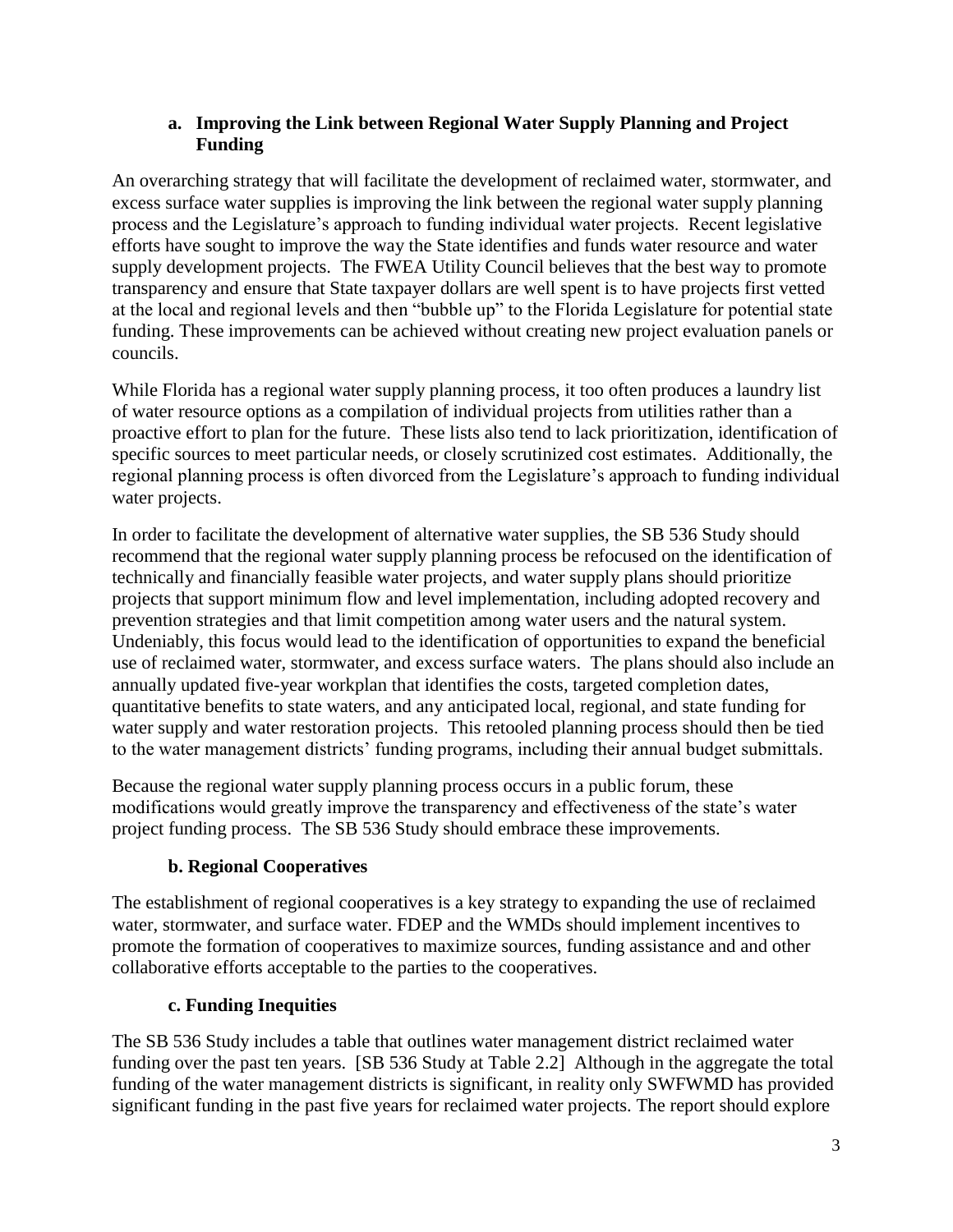### a. Improving the Link between Regional Water Supply Planning and Project Funding

An overarching strategy that will facilitate the development of reclaimed water, stormwater, and excess surface water supplies is improving the link between the regional water supply planning process and the Legislature's approach to funding individual water projects. Recent legislative efforts have sought to improve the way the State identifies and funds water resource and water supply development projects. The FWEA Utility Council believes that the best way to promote transparency and ensure that State taxpayer dollars are well spent is to have projects first vetted at the local and regional levels and then "bubble up" to the Florida Legislature for potential state funding. These improvements can be achieved without creating new project evaluation panels or councils.

While Florida has a regional water supply planning process, it too often produces a laundry list of water resource options as a compilation of individual projects from utilities rather than a proactive effort to plan for the future. These lists also tend to lack prioritization, identification of specific sources to meet particular needs, or closely scrutinized cost estimates. Additionally, the regional planning process is often divorced from the Legislature's approach to funding individual water projects.

In order to facilitate the development of alternative water supplies, the SB 536 Study should recommend that the regional water supply planning process be refocused on the identification of technically and financially feasible water projects, and water supply plans should prioritize projects that support minimum flow and level implementation, including adopted recovery and prevention strategies and that limit competition among water users and the natural system. Undeniably, this focus would lead to the identification of opportunities to expand the beneficial use of reclaimed water, stormwater, and excess surface waters. The plans should also include an annually updated five-year workplan that identifies the costs, targeted completion dates, quantitative benefits to state waters, and any anticipated local, regional, and state funding for water supply and water restoration projects. This retooled planning process should then be tied to the water management districts' funding programs, including their annual budget submittals.

Because the regional water supply planning process occurs in a public forum, these modifications would greatly improve the transparency and effectiveness of the state's water project funding process. The SB 536 Study should embrace these improvements.

### b. Regional Cooperatives

The establishment of regional cooperatives is a key strategy to expanding the use of reclaimed water, stormwater, and surface water. FDEP and the WMDs should implement incentives to promote the formation of cooperatives to maximize sources, funding assistance and and other collaborative efforts acceptable to the parties to the cooperatives.

### c. Funding Inequities

The SB 536 Study includes a table that outlines water management district reclaimed water funding over the past ten years. [SB 536 Study at Table 2.2] Although in the aggregate the total funding of the water management districts is significant, in reality only SWFWMD has provided significant funding in the past five years for reclaimed water projects. The report should explore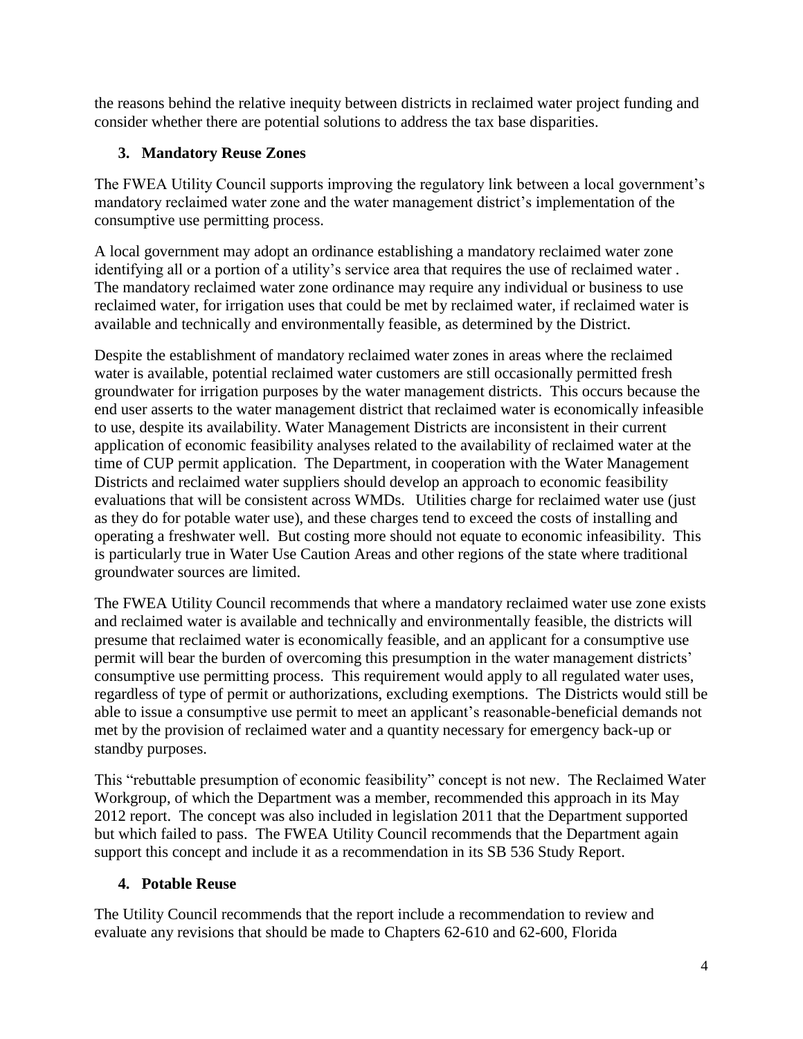the reasons behind the relative inequity between districts in reclaimed water project funding and consider whether there are potential solutions to address the tax base disparities.

### 3. Mandatory Reuse Zones

The FWEA Utility Council supports improving the regulatory link between a local government's mandatory reclaimed water zone and the water management district's implementation of the consumptive use permitting process.

A local government may adopt an ordinance establishing a mandatory reclaimed water zone identifying all or a portion of a utility's service area that requires the use of reclaimed water . The mandatory reclaimed water zone ordinance may require any individual or business to use reclaimed water, for irrigation uses that could be met by reclaimed water, if reclaimed water is available and technically and environmentally feasible, as determined by the District.

Despite the establishment of mandatory reclaimed water zones in areas where the reclaimed water is available, potential reclaimed water customers are still occasionally permitted fresh groundwater for irrigation purposes by the water management districts. This occurs because the end user asserts to the water management district that reclaimed water is economically infeasible to use, despite its availability. Water Management Districts are inconsistent in their current application of economic feasibility analyses related to the availability of reclaimed water at the time of CUP permit application. The Department, in cooperation with the Water Management Districts and reclaimed water suppliers should develop an approach to economic feasibility evaluations that will be consistent across WMDs. Utilities charge for reclaimed water use (just as they do for potable water use), and these charges tend to exceed the costs of installing and operating a freshwater well. But costing more should not equate to economic infeasibility. This is particularly true in Water Use Caution Areas and other regions of the state where traditional groundwater sources are limited.

The FWEA Utility Council recommends that where a mandatory reclaimed water use zone exists and reclaimed water is available and technically and environmentally feasible, the districts will presume that reclaimed water is economically feasible, and an applicant for a consumptive use permit will bear the burden of overcoming this presumption in the water management districts' consumptive use permitting process. This requirement would apply to all regulated water uses, regardless of type of permit or authorizations, excluding exemptions. The Districts would still be able to issue a consumptive use permit to meet an applicant's reasonable-beneficial demands not met by the provision of reclaimed water and a quantity necessary for emergency back-up or standby purposes.

This "rebuttable presumption of economic feasibility" concept is not new. The Reclaimed Water Workgroup, of which the Department was a member, recommended this approach in its May 2012 report. The concept was also included in legislation 2011 that the Department supported but which failed to pass. The FWEA Utility Council recommends that the Department again support this concept and include it as a recommendation in its SB 536 Study Report.

### 4. Potable Reuse

The Utility Council recommends that the report include a recommendation to review and evaluate any revisions that should be made to Chapters 62-610 and 62-600, Florida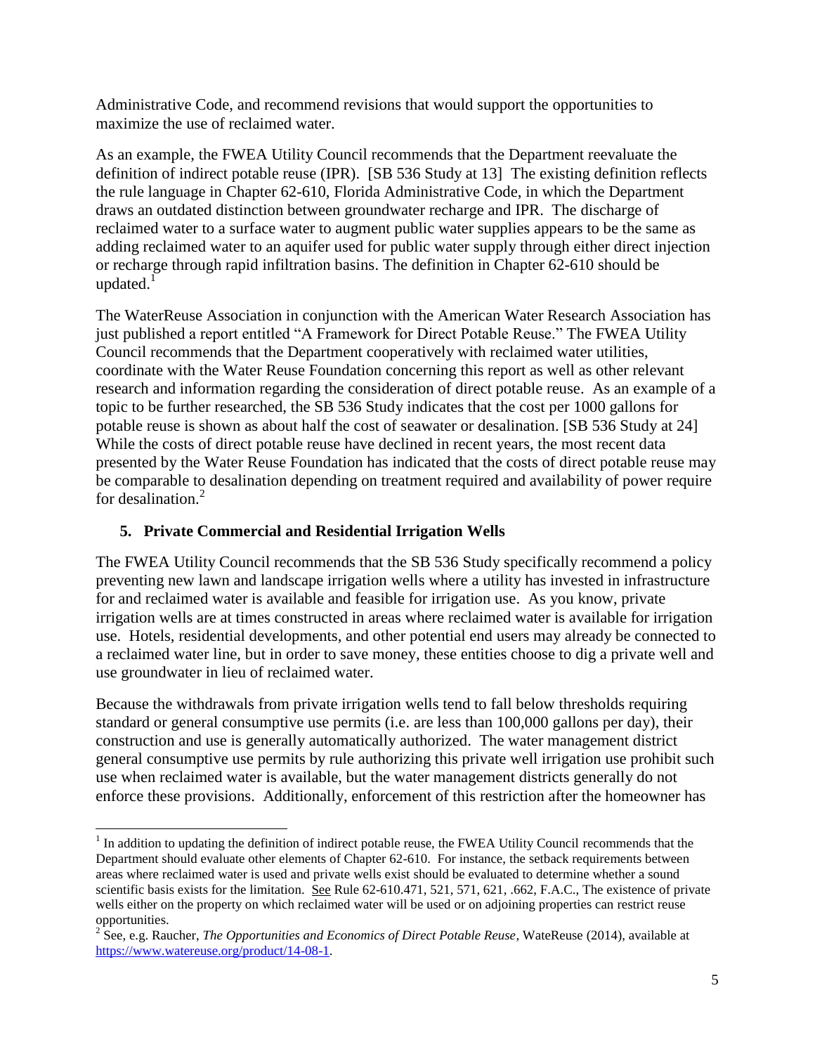Administrative Code, and recommend revisions that would support the opportunities to maximize the use of reclaimed water.

As an example, the FWEA Utility Council recommends that the Department reevaluate the definition of indirect potable reuse (IPR). [SB 536 Study at 13] The existing definition reflects the rule language in Chapter 62-610, Florida Administrative Code, in which the Department draws an outdated distinction between groundwater recharge and IPR. The discharge of reclaimed water to a surface water to augment public water supplies appears to be the same as adding reclaimed water to an aquifer used for public water supply through either direct injection or recharge through rapid infiltration basins. The definition in Chapter 62-610 should be updated.[1]

The WaterReuse Association in conjunction with the American Water Research Association has just published a report entitled "A Framework for Direct Potable Reuse." The FWEA Utility Council recommends that the Department cooperatively with reclaimed water utilities, coordinate with the Water Reuse Foundation concerning this report as well as other relevant research and information regarding the consideration of direct potable reuse. As an example of a topic to be further researched, the SB 536 Study indicates that the cost per 1000 gallons for potable reuse is shown as about half the cost of seawater or desalination. [SB 536 Study at 24] While the costs of direct potable reuse have declined in recent years, the most recent data presented by the Water Reuse Foundation has indicated that the costs of direct potable reuse may be comparable to desalination depending on treatment required and availability of power require for desalination.[2]

## 5. Private Commercial and Residential Irrigation Wells

The FWEA Utility Council recommends that the SB 536 Study specifically recommend a policy preventing new lawn and landscape irrigation wells where a utility has invested in infrastructure for and reclaimed water is available and feasible for irrigation use. As you know, private irrigation wells are at times constructed in areas where reclaimed water is available for irrigation use. Hotels, residential developments, and other potential end users may already be connected to a reclaimed water line, but in order to save money, these entities choose to dig a private well and use groundwater in lieu of reclaimed water.

Because the withdrawals from private irrigation wells tend to fall below thresholds requiring standard or general consumptive use permits (i.e. are less than 100,000 gallons per day), their construction and use is generally automatically authorized. The water management district general consumptive use permits by rule authorizing this private well irrigation use prohibit such use when reclaimed water is available, but the water management districts generally do not enforce these provisions. Additionally, enforcement of this restriction after the homeowner has

---

[1] In addition to updating the definition of indirect potable reuse, the FWEA Utility Council recommends that the Department should evaluate other elements of Chapter 62-610. For instance, the setback requirements between areas where reclaimed water is used and private wells exist should be evaluated to determine whether a sound scientific basis exists for the limitation. See Rule 62-610.471, 521, 571, 621, .662, F.A.C., The existence of private wells either on the property on which reclaimed water will be used or on adjoining properties can restrict reuse opportunities.

[2] See, e.g. Raucher, *The Opportunities and Economics of Direct Potable Reuse*, WateReuse (2014), available at https://www.watereuse.org/product/14-08-1.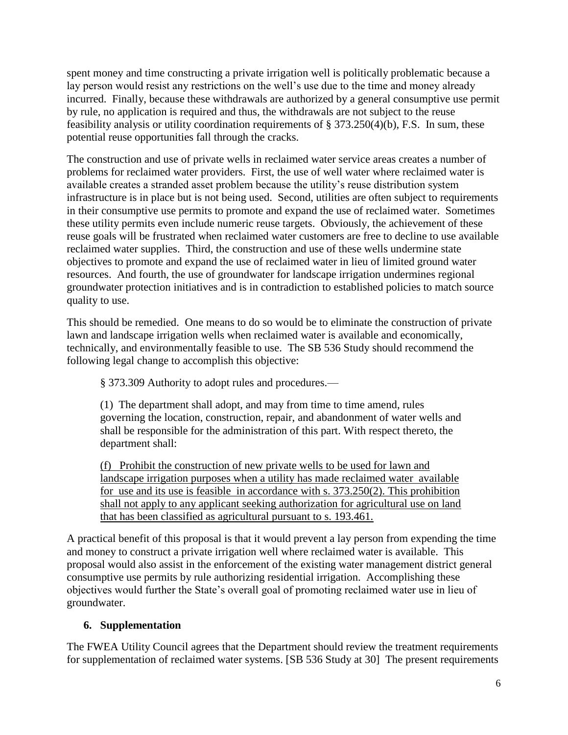spent money and time constructing a private irrigation well is politically problematic because a lay person would resist any restrictions on the well's use due to the time and money already incurred. Finally, because these withdrawals are authorized by a general consumptive use permit by rule, no application is required and thus, the withdrawals are not subject to the reuse feasibility analysis or utility coordination requirements of § 373.250(4)(b), F.S. In sum, these potential reuse opportunities fall through the cracks.

The construction and use of private wells in reclaimed water service areas creates a number of problems for reclaimed water providers. First, the use of well water where reclaimed water is available creates a stranded asset problem because the utility's reuse distribution system infrastructure is in place but is not being used. Second, utilities are often subject to requirements in their consumptive use permits to promote and expand the use of reclaimed water. Sometimes these utility permits even include numeric reuse targets. Obviously, the achievement of these reuse goals will be frustrated when reclaimed water customers are free to decline to use available reclaimed water supplies. Third, the construction and use of these wells undermine state objectives to promote and expand the use of reclaimed water in lieu of limited ground water resources. And fourth, the use of groundwater for landscape irrigation undermines regional groundwater protection initiatives and is in contradiction to established policies to match source quality to use.

This should be remedied. One means to do so would be to eliminate the construction of private lawn and landscape irrigation wells when reclaimed water is available and economically, technically, and environmentally feasible to use. The SB 536 Study should recommend the following legal change to accomplish this objective:

> § 373.309 Authority to adopt rules and procedures.—
>
> (1) The department shall adopt, and may from time to time amend, rules governing the location, construction, repair, and abandonment of water wells and shall be responsible for the administration of this part. With respect thereto, the department shall:
>
> <u>(f) Prohibit the construction of new private wells to be used for lawn and landscape irrigation purposes when a utility has made reclaimed water available for use and its use is feasible in accordance with s. 373.250(2). This prohibition shall not apply to any applicant seeking authorization for agricultural use on land that has been classified as agricultural pursuant to s. 193.461.</u>

A practical benefit of this proposal is that it would prevent a lay person from expending the time and money to construct a private irrigation well where reclaimed water is available. This proposal would also assist in the enforcement of the existing water management district general consumptive use permits by rule authorizing residential irrigation. Accomplishing these objectives would further the State's overall goal of promoting reclaimed water use in lieu of groundwater.

### 6. Supplementation

The FWEA Utility Council agrees that the Department should review the treatment requirements for supplementation of reclaimed water systems. [SB 536 Study at 30] The present requirements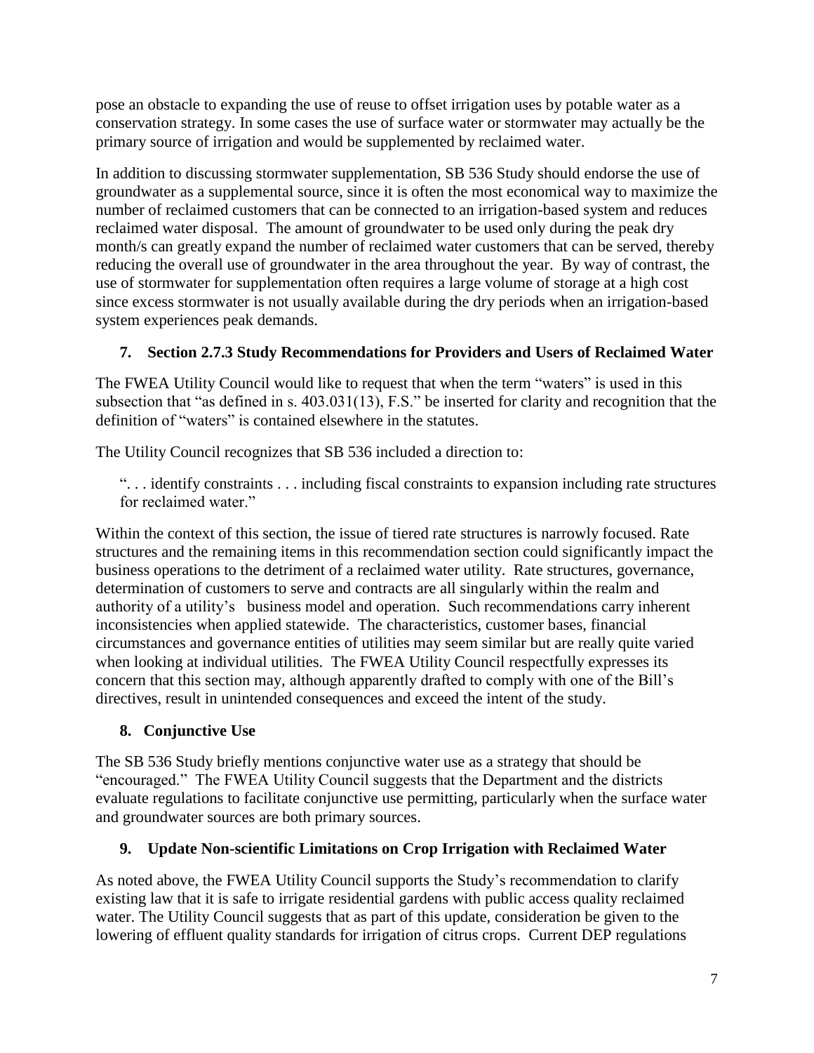pose an obstacle to expanding the use of reuse to offset irrigation uses by potable water as a conservation strategy. In some cases the use of surface water or stormwater may actually be the primary source of irrigation and would be supplemented by reclaimed water.

In addition to discussing stormwater supplementation, SB 536 Study should endorse the use of groundwater as a supplemental source, since it is often the most economical way to maximize the number of reclaimed customers that can be connected to an irrigation-based system and reduces reclaimed water disposal. The amount of groundwater to be used only during the peak dry month/s can greatly expand the number of reclaimed water customers that can be served, thereby reducing the overall use of groundwater in the area throughout the year. By way of contrast, the use of stormwater for supplementation often requires a large volume of storage at a high cost since excess stormwater is not usually available during the dry periods when an irrigation-based system experiences peak demands.

## 7. Section 2.7.3 Study Recommendations for Providers and Users of Reclaimed Water

The FWEA Utility Council would like to request that when the term "waters" is used in this subsection that "as defined in s. 403.031(13), F.S." be inserted for clarity and recognition that the definition of "waters" is contained elsewhere in the statutes.

The Utility Council recognizes that SB 536 included a direction to:

> ". . . identify constraints . . . including fiscal constraints to expansion including rate structures for reclaimed water."

Within the context of this section, the issue of tiered rate structures is narrowly focused. Rate structures and the remaining items in this recommendation section could significantly impact the business operations to the detriment of a reclaimed water utility. Rate structures, governance, determination of customers to serve and contracts are all singularly within the realm and authority of a utility's business model and operation. Such recommendations carry inherent inconsistencies when applied statewide. The characteristics, customer bases, financial circumstances and governance entities of utilities may seem similar but are really quite varied when looking at individual utilities. The FWEA Utility Council respectfully expresses its concern that this section may, although apparently drafted to comply with one of the Bill's directives, result in unintended consequences and exceed the intent of the study.

## 8. Conjunctive Use

The SB 536 Study briefly mentions conjunctive water use as a strategy that should be "encouraged." The FWEA Utility Council suggests that the Department and the districts evaluate regulations to facilitate conjunctive use permitting, particularly when the surface water and groundwater sources are both primary sources.

## 9. Update Non-scientific Limitations on Crop Irrigation with Reclaimed Water

As noted above, the FWEA Utility Council supports the Study's recommendation to clarify existing law that it is safe to irrigate residential gardens with public access quality reclaimed water. The Utility Council suggests that as part of this update, consideration be given to the lowering of effluent quality standards for irrigation of citrus crops. Current DEP regulations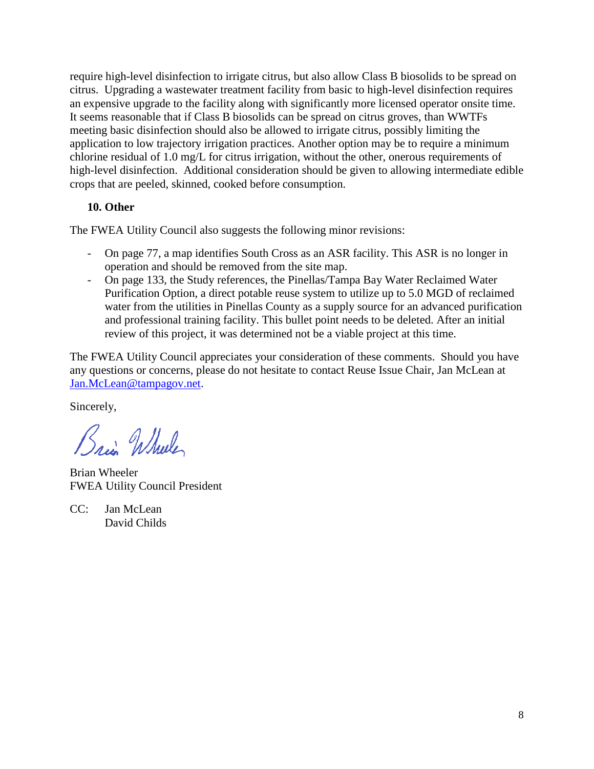require high-level disinfection to irrigate citrus, but also allow Class B biosolids to be spread on citrus. Upgrading a wastewater treatment facility from basic to high-level disinfection requires an expensive upgrade to the facility along with significantly more licensed operator onsite time. It seems reasonable that if Class B biosolids can be spread on citrus groves, than WWTFs meeting basic disinfection should also be allowed to irrigate citrus, possibly limiting the application to low trajectory irrigation practices. Another option may be to require a minimum chlorine residual of 1.0 mg/L for citrus irrigation, without the other, onerous requirements of high-level disinfection. Additional consideration should be given to allowing intermediate edible crops that are peeled, skinned, cooked before consumption.

**10. Other**

The FWEA Utility Council also suggests the following minor revisions:

- On page 77, a map identifies South Cross as an ASR facility. This ASR is no longer in operation and should be removed from the site map.
- On page 133, the Study references, the Pinellas/Tampa Bay Water Reclaimed Water Purification Option, a direct potable reuse system to utilize up to 5.0 MGD of reclaimed water from the utilities in Pinellas County as a supply source for an advanced purification and professional training facility. This bullet point needs to be deleted. After an initial review of this project, it was determined not be a viable project at this time.

The FWEA Utility Council appreciates your consideration of these comments. Should you have any questions or concerns, please do not hesitate to contact Reuse Issue Chair, Jan McLean at Jan.McLean@tampagov.net.

Sincerely,

Brian Wheeler
FWEA Utility Council President

CC: Jan McLean
David Childs